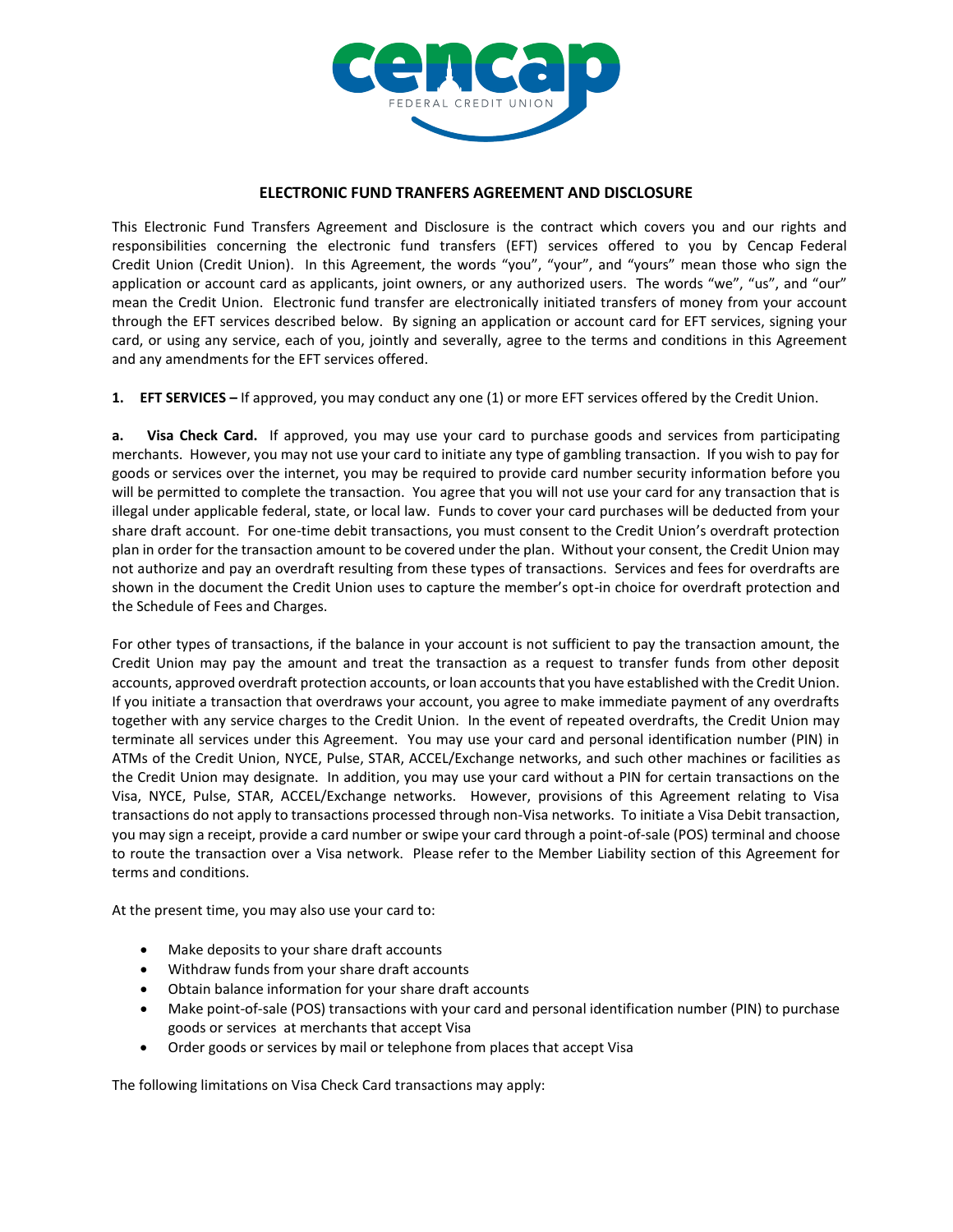# ELECTRONIC FUND TRANFERS AGREEMENT AND DISCLOSURE

This Electronic Fund Transfers Agreement and Disclosure is the contract which covers you and our rights and responsibilities concerning the electronic fund transfers (EFT) services offered to you by Cencap Federal Credit Union (Credit Union). In this Agreement, the words "you", "your", and "yours" mean those who sign the application or account card as applicants, joint owners, or any authorized users. The words "we", "us", and "our" mean the Credit Union. Electronic fund transfer are electronically initiated transfers of money from your account through the EFT services described below. By signing an application or account card for EFT services, signing your card, or using any service, each of you, jointly and severally, agree to the terms and conditions in this Agreement and any amendments for the EFT services offered.

**1. EFT SERVICES –** If approved, you may conduct any one (1) or more EFT services offered by the Credit Union.

**a. Visa Check Card.** If approved, you may use your card to purchase goods and services from participating merchants. However, you may not use your card to initiate any type of gambling transaction. If you wish to pay for goods or services over the internet, you may be required to provide card number security information before you will be permitted to complete the transaction. You agree that you will not use your card for any transaction that is illegal under applicable federal, state, or local law. Funds to cover your card purchases will be deducted from your share draft account. For one-time debit transactions, you must consent to the Credit Union's overdraft protection plan in order for the transaction amount to be covered under the plan. Without your consent, the Credit Union may not authorize and pay an overdraft resulting from these types of transactions. Services and fees for overdrafts are shown in the document the Credit Union uses to capture the member's opt-in choice for overdraft protection and the Schedule of Fees and Charges.

For other types of transactions, if the balance in your account is not sufficient to pay the transaction amount, the Credit Union may pay the amount and treat the transaction as a request to transfer funds from other deposit accounts, approved overdraft protection accounts, or loan accounts that you have established with the Credit Union. If you initiate a transaction that overdraws your account, you agree to make immediate payment of any overdrafts together with any service charges to the Credit Union. In the event of repeated overdrafts, the Credit Union may terminate all services under this Agreement. You may use your card and personal identification number (PIN) in ATMs of the Credit Union, NYCE, Pulse, STAR, ACCEL/Exchange networks, and such other machines or facilities as the Credit Union may designate. In addition, you may use your card without a PIN for certain transactions on the Visa, NYCE, Pulse, STAR, ACCEL/Exchange networks. However, provisions of this Agreement relating to Visa transactions do not apply to transactions processed through non-Visa networks. To initiate a Visa Debit transaction, you may sign a receipt, provide a card number or swipe your card through a point-of-sale (POS) terminal and choose to route the transaction over a Visa network. Please refer to the Member Liability section of this Agreement for terms and conditions.

At the present time, you may also use your card to:

- Make deposits to your share draft accounts
- Withdraw funds from your share draft accounts
- Obtain balance information for your share draft accounts
- Make point-of-sale (POS) transactions with your card and personal identification number (PIN) to purchase goods or services at merchants that accept Visa
- Order goods or services by mail or telephone from places that accept Visa

The following limitations on Visa Check Card transactions may apply: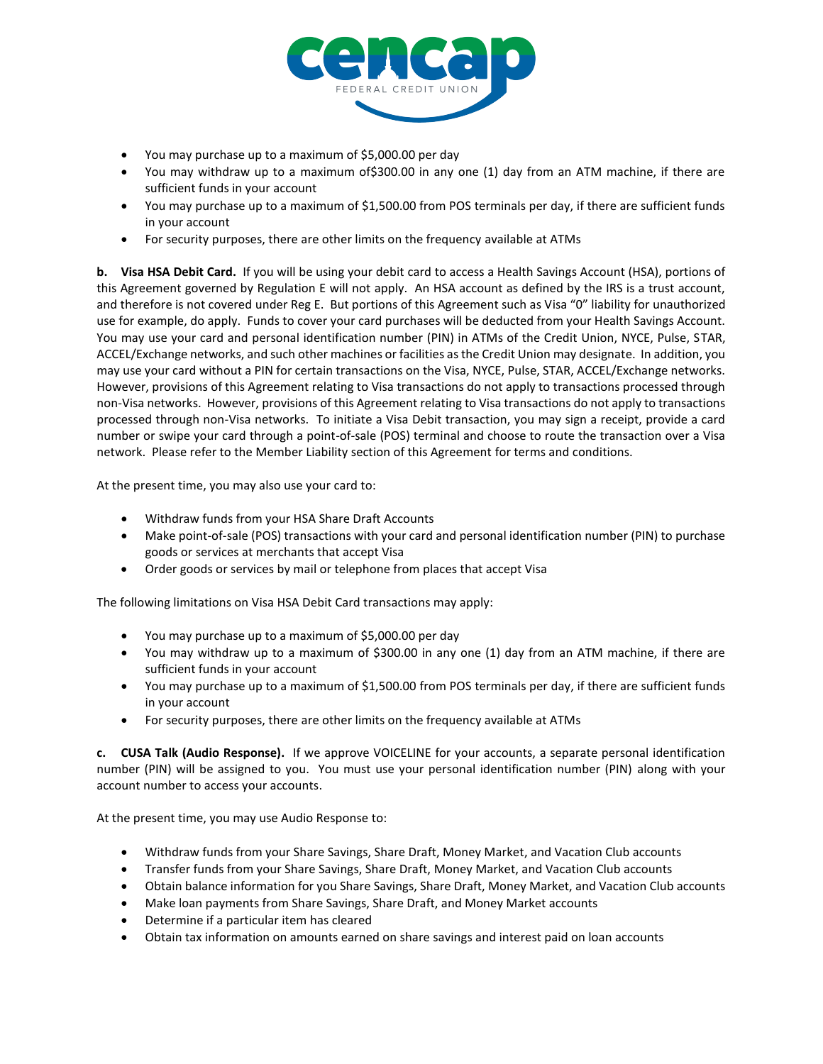- You may purchase up to a maximum of $5,000.00 per day
- You may withdraw up to a maximum of$300.00 in any one (1) day from an ATM machine, if there are sufficient funds in your account
- You may purchase up to a maximum of $1,500.00 from POS terminals per day, if there are sufficient funds in your account
- For security purposes, there are other limits on the frequency available at ATMs

**b. Visa HSA Debit Card.** If you will be using your debit card to access a Health Savings Account (HSA), portions of this Agreement governed by Regulation E will not apply. An HSA account as defined by the IRS is a trust account, and therefore is not covered under Reg E. But portions of this Agreement such as Visa "0" liability for unauthorized use for example, do apply. Funds to cover your card purchases will be deducted from your Health Savings Account. You may use your card and personal identification number (PIN) in ATMs of the Credit Union, NYCE, Pulse, STAR, ACCEL/Exchange networks, and such other machines or facilities as the Credit Union may designate. In addition, you may use your card without a PIN for certain transactions on the Visa, NYCE, Pulse, STAR, ACCEL/Exchange networks. However, provisions of this Agreement relating to Visa transactions do not apply to transactions processed through non-Visa networks. However, provisions of this Agreement relating to Visa transactions do not apply to transactions processed through non-Visa networks. To initiate a Visa Debit transaction, you may sign a receipt, provide a card number or swipe your card through a point-of-sale (POS) terminal and choose to route the transaction over a Visa network. Please refer to the Member Liability section of this Agreement for terms and conditions.

At the present time, you may also use your card to:

- Withdraw funds from your HSA Share Draft Accounts
- Make point-of-sale (POS) transactions with your card and personal identification number (PIN) to purchase goods or services at merchants that accept Visa
- Order goods or services by mail or telephone from places that accept Visa

The following limitations on Visa HSA Debit Card transactions may apply:

- You may purchase up to a maximum of $5,000.00 per day
- You may withdraw up to a maximum of $300.00 in any one (1) day from an ATM machine, if there are sufficient funds in your account
- You may purchase up to a maximum of $1,500.00 from POS terminals per day, if there are sufficient funds in your account
- For security purposes, there are other limits on the frequency available at ATMs

**c. CUSA Talk (Audio Response).** If we approve VOICELINE for your accounts, a separate personal identification number (PIN) will be assigned to you. You must use your personal identification number (PIN) along with your account number to access your accounts.

At the present time, you may use Audio Response to:

- Withdraw funds from your Share Savings, Share Draft, Money Market, and Vacation Club accounts
- Transfer funds from your Share Savings, Share Draft, Money Market, and Vacation Club accounts
- Obtain balance information for you Share Savings, Share Draft, Money Market, and Vacation Club accounts
- Make loan payments from Share Savings, Share Draft, and Money Market accounts
- Determine if a particular item has cleared
- Obtain tax information on amounts earned on share savings and interest paid on loan accounts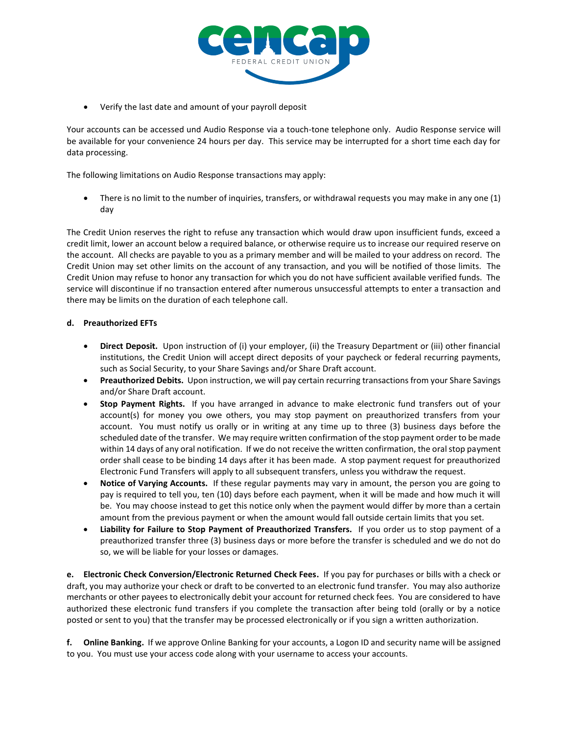- Verify the last date and amount of your payroll deposit

Your accounts can be accessed und Audio Response via a touch-tone telephone only. Audio Response service will be available for your convenience 24 hours per day. This service may be interrupted for a short time each day for data processing.

The following limitations on Audio Response transactions may apply:

- There is no limit to the number of inquiries, transfers, or withdrawal requests you may make in any one (1) day

The Credit Union reserves the right to refuse any transaction which would draw upon insufficient funds, exceed a credit limit, lower an account below a required balance, or otherwise require us to increase our required reserve on the account. All checks are payable to you as a primary member and will be mailed to your address on record. The Credit Union may set other limits on the account of any transaction, and you will be notified of those limits. The Credit Union may refuse to honor any transaction for which you do not have sufficient available verified funds. The service will discontinue if no transaction entered after numerous unsuccessful attempts to enter a transaction and there may be limits on the duration of each telephone call.

**d. Preauthorized EFTs**

- **Direct Deposit.** Upon instruction of (i) your employer, (ii) the Treasury Department or (iii) other financial institutions, the Credit Union will accept direct deposits of your paycheck or federal recurring payments, such as Social Security, to your Share Savings and/or Share Draft account.
- **Preauthorized Debits.** Upon instruction, we will pay certain recurring transactions from your Share Savings and/or Share Draft account.
- **Stop Payment Rights.** If you have arranged in advance to make electronic fund transfers out of your account(s) for money you owe others, you may stop payment on preauthorized transfers from your account. You must notify us orally or in writing at any time up to three (3) business days before the scheduled date of the transfer. We may require written confirmation of the stop payment order to be made within 14 days of any oral notification. If we do not receive the written confirmation, the oral stop payment order shall cease to be binding 14 days after it has been made. A stop payment request for preauthorized Electronic Fund Transfers will apply to all subsequent transfers, unless you withdraw the request.
- **Notice of Varying Accounts.** If these regular payments may vary in amount, the person you are going to pay is required to tell you, ten (10) days before each payment, when it will be made and how much it will be. You may choose instead to get this notice only when the payment would differ by more than a certain amount from the previous payment or when the amount would fall outside certain limits that you set.
- **Liability for Failure to Stop Payment of Preauthorized Transfers.** If you order us to stop payment of a preauthorized transfer three (3) business days or more before the transfer is scheduled and we do not do so, we will be liable for your losses or damages.

**e. Electronic Check Conversion/Electronic Returned Check Fees.** If you pay for purchases or bills with a check or draft, you may authorize your check or draft to be converted to an electronic fund transfer. You may also authorize merchants or other payees to electronically debit your account for returned check fees. You are considered to have authorized these electronic fund transfers if you complete the transaction after being told (orally or by a notice posted or sent to you) that the transfer may be processed electronically or if you sign a written authorization.

**f. Online Banking.** If we approve Online Banking for your accounts, a Logon ID and security name will be assigned to you. You must use your access code along with your username to access your accounts.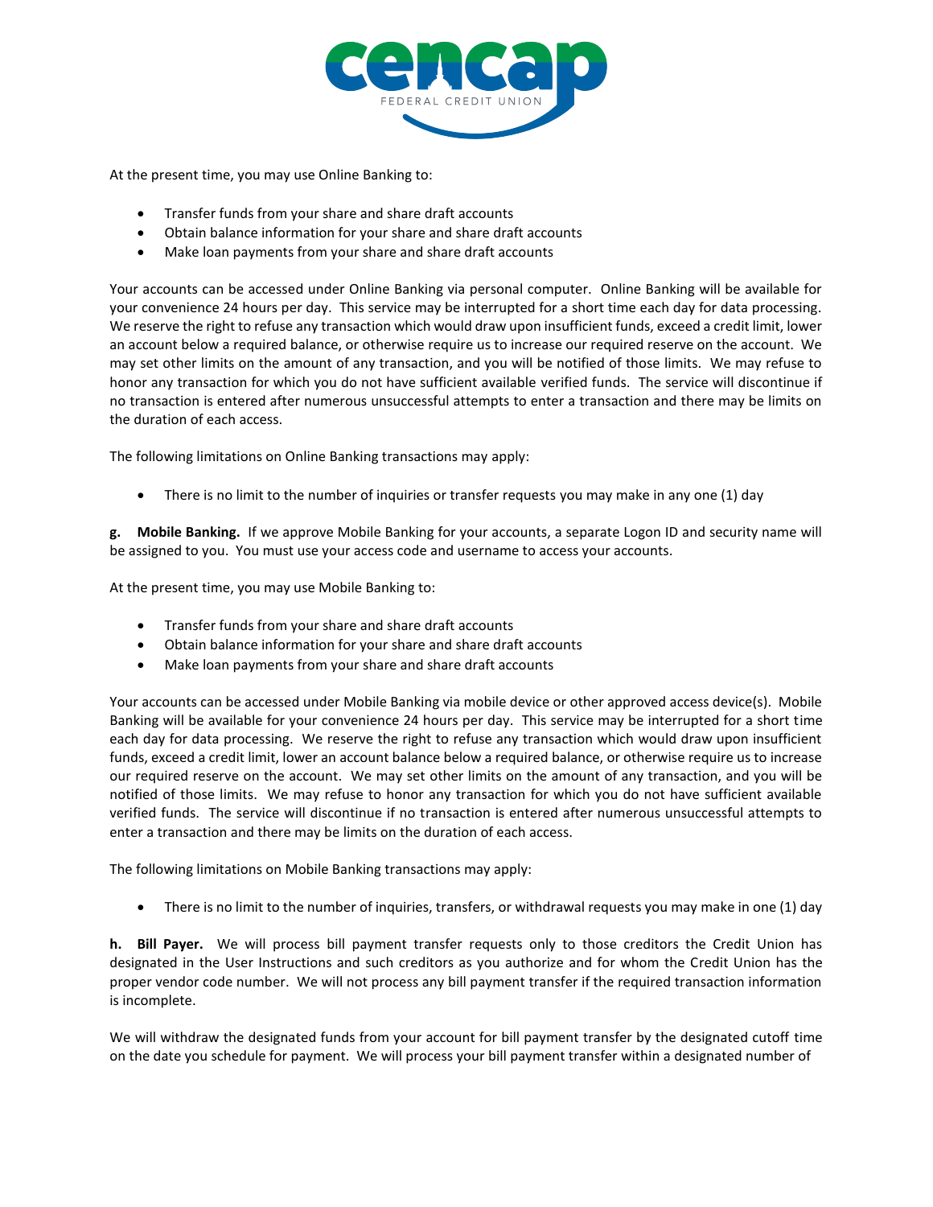At the present time, you may use Online Banking to:

- Transfer funds from your share and share draft accounts
- Obtain balance information for your share and share draft accounts
- Make loan payments from your share and share draft accounts

Your accounts can be accessed under Online Banking via personal computer. Online Banking will be available for your convenience 24 hours per day. This service may be interrupted for a short time each day for data processing. We reserve the right to refuse any transaction which would draw upon insufficient funds, exceed a credit limit, lower an account below a required balance, or otherwise require us to increase our required reserve on the account. We may set other limits on the amount of any transaction, and you will be notified of those limits. We may refuse to honor any transaction for which you do not have sufficient available verified funds. The service will discontinue if no transaction is entered after numerous unsuccessful attempts to enter a transaction and there may be limits on the duration of each access.

The following limitations on Online Banking transactions may apply:

- There is no limit to the number of inquiries or transfer requests you may make in any one (1) day

**g. Mobile Banking.** If we approve Mobile Banking for your accounts, a separate Logon ID and security name will be assigned to you. You must use your access code and username to access your accounts.

At the present time, you may use Mobile Banking to:

- Transfer funds from your share and share draft accounts
- Obtain balance information for your share and share draft accounts
- Make loan payments from your share and share draft accounts

Your accounts can be accessed under Mobile Banking via mobile device or other approved access device(s). Mobile Banking will be available for your convenience 24 hours per day. This service may be interrupted for a short time each day for data processing. We reserve the right to refuse any transaction which would draw upon insufficient funds, exceed a credit limit, lower an account balance below a required balance, or otherwise require us to increase our required reserve on the account. We may set other limits on the amount of any transaction, and you will be notified of those limits. We may refuse to honor any transaction for which you do not have sufficient available verified funds. The service will discontinue if no transaction is entered after numerous unsuccessful attempts to enter a transaction and there may be limits on the duration of each access.

The following limitations on Mobile Banking transactions may apply:

- There is no limit to the number of inquiries, transfers, or withdrawal requests you may make in one (1) day

**h. Bill Payer.** We will process bill payment transfer requests only to those creditors the Credit Union has designated in the User Instructions and such creditors as you authorize and for whom the Credit Union has the proper vendor code number. We will not process any bill payment transfer if the required transaction information is incomplete.

We will withdraw the designated funds from your account for bill payment transfer by the designated cutoff time on the date you schedule for payment. We will process your bill payment transfer within a designated number of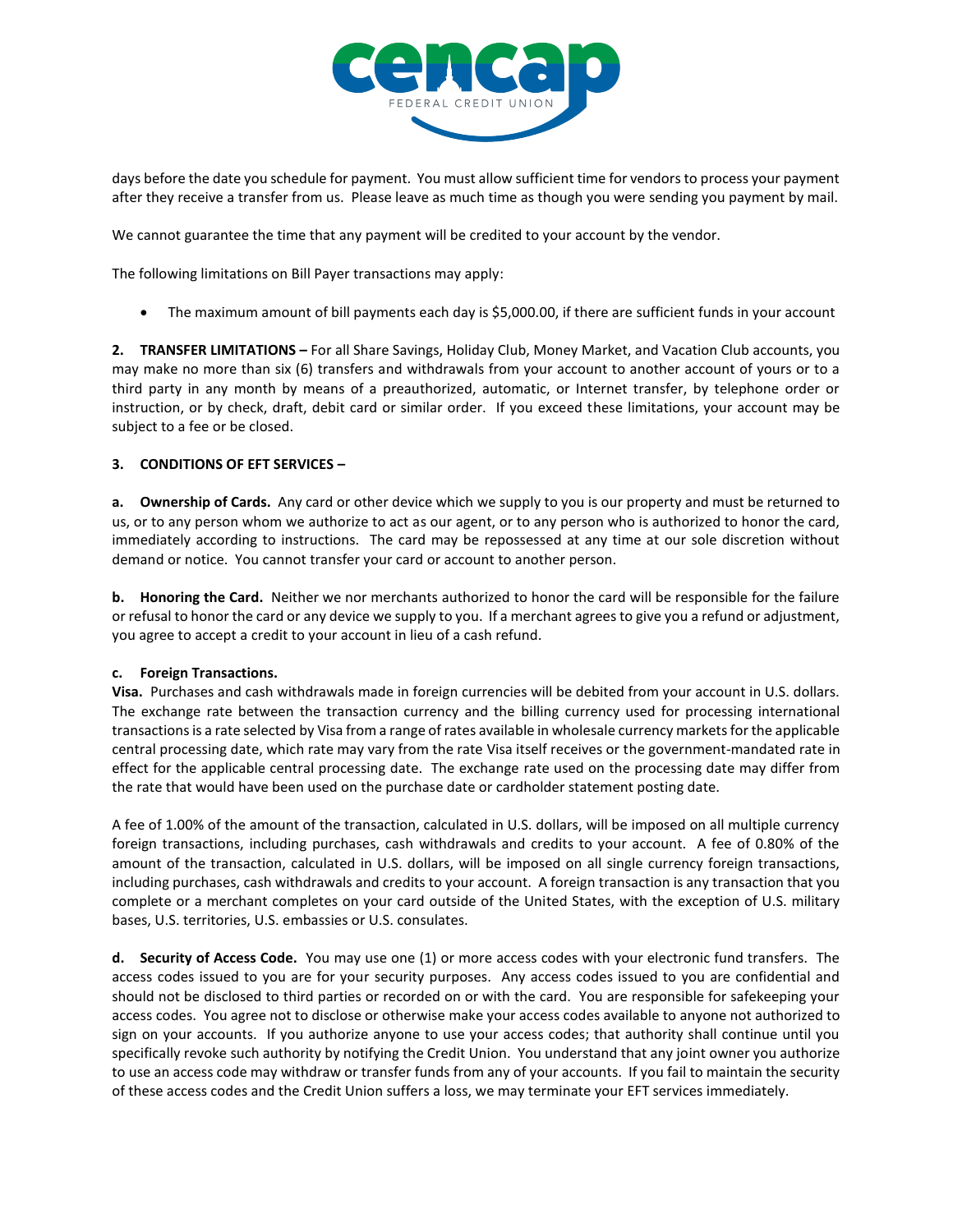days before the date you schedule for payment. You must allow sufficient time for vendors to process your payment after they receive a transfer from us. Please leave as much time as though you were sending you payment by mail.

We cannot guarantee the time that any payment will be credited to your account by the vendor.

The following limitations on Bill Payer transactions may apply:

- The maximum amount of bill payments each day is $5,000.00, if there are sufficient funds in your account

**2. TRANSFER LIMITATIONS –** For all Share Savings, Holiday Club, Money Market, and Vacation Club accounts, you may make no more than six (6) transfers and withdrawals from your account to another account of yours or to a third party in any month by means of a preauthorized, automatic, or Internet transfer, by telephone order or instruction, or by check, draft, debit card or similar order. If you exceed these limitations, your account may be subject to a fee or be closed.

**3. CONDITIONS OF EFT SERVICES –**

**a. Ownership of Cards.** Any card or other device which we supply to you is our property and must be returned to us, or to any person whom we authorize to act as our agent, or to any person who is authorized to honor the card, immediately according to instructions. The card may be repossessed at any time at our sole discretion without demand or notice. You cannot transfer your card or account to another person.

**b. Honoring the Card.** Neither we nor merchants authorized to honor the card will be responsible for the failure or refusal to honor the card or any device we supply to you. If a merchant agrees to give you a refund or adjustment, you agree to accept a credit to your account in lieu of a cash refund.

**c. Foreign Transactions.**
**Visa.** Purchases and cash withdrawals made in foreign currencies will be debited from your account in U.S. dollars. The exchange rate between the transaction currency and the billing currency used for processing international transactions is a rate selected by Visa from a range of rates available in wholesale currency markets for the applicable central processing date, which rate may vary from the rate Visa itself receives or the government-mandated rate in effect for the applicable central processing date. The exchange rate used on the processing date may differ from the rate that would have been used on the purchase date or cardholder statement posting date.

A fee of 1.00% of the amount of the transaction, calculated in U.S. dollars, will be imposed on all multiple currency foreign transactions, including purchases, cash withdrawals and credits to your account. A fee of 0.80% of the amount of the transaction, calculated in U.S. dollars, will be imposed on all single currency foreign transactions, including purchases, cash withdrawals and credits to your account. A foreign transaction is any transaction that you complete or a merchant completes on your card outside of the United States, with the exception of U.S. military bases, U.S. territories, U.S. embassies or U.S. consulates.

**d. Security of Access Code.** You may use one (1) or more access codes with your electronic fund transfers. The access codes issued to you are for your security purposes. Any access codes issued to you are confidential and should not be disclosed to third parties or recorded on or with the card. You are responsible for safekeeping your access codes. You agree not to disclose or otherwise make your access codes available to anyone not authorized to sign on your accounts. If you authorize anyone to use your access codes; that authority shall continue until you specifically revoke such authority by notifying the Credit Union. You understand that any joint owner you authorize to use an access code may withdraw or transfer funds from any of your accounts. If you fail to maintain the security of these access codes and the Credit Union suffers a loss, we may terminate your EFT services immediately.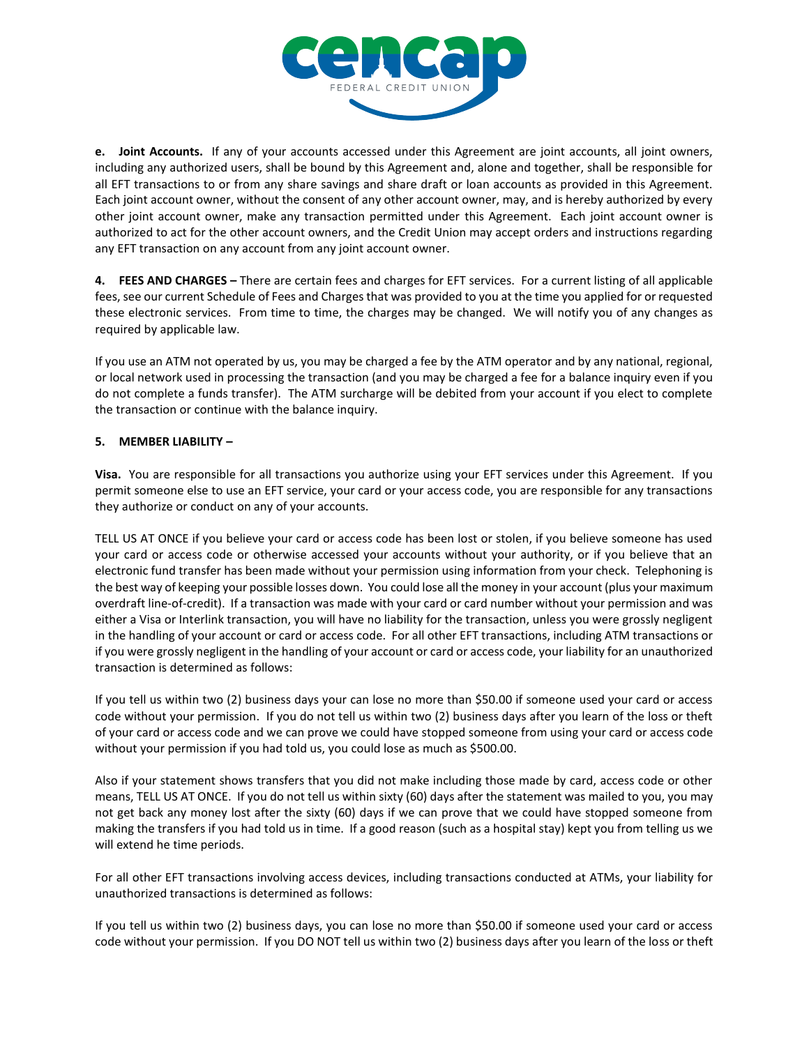**e. Joint Accounts.** If any of your accounts accessed under this Agreement are joint accounts, all joint owners, including any authorized users, shall be bound by this Agreement and, alone and together, shall be responsible for all EFT transactions to or from any share savings and share draft or loan accounts as provided in this Agreement. Each joint account owner, without the consent of any other account owner, may, and is hereby authorized by every other joint account owner, make any transaction permitted under this Agreement. Each joint account owner is authorized to act for the other account owners, and the Credit Union may accept orders and instructions regarding any EFT transaction on any account from any joint account owner.

**4. FEES AND CHARGES –** There are certain fees and charges for EFT services. For a current listing of all applicable fees, see our current Schedule of Fees and Charges that was provided to you at the time you applied for or requested these electronic services. From time to time, the charges may be changed. We will notify you of any changes as required by applicable law.

If you use an ATM not operated by us, you may be charged a fee by the ATM operator and by any national, regional, or local network used in processing the transaction (and you may be charged a fee for a balance inquiry even if you do not complete a funds transfer). The ATM surcharge will be debited from your account if you elect to complete the transaction or continue with the balance inquiry.

**5. MEMBER LIABILITY –**

**Visa.** You are responsible for all transactions you authorize using your EFT services under this Agreement. If you permit someone else to use an EFT service, your card or your access code, you are responsible for any transactions they authorize or conduct on any of your accounts.

TELL US AT ONCE if you believe your card or access code has been lost or stolen, if you believe someone has used your card or access code or otherwise accessed your accounts without your authority, or if you believe that an electronic fund transfer has been made without your permission using information from your check. Telephoning is the best way of keeping your possible losses down. You could lose all the money in your account (plus your maximum overdraft line-of-credit). If a transaction was made with your card or card number without your permission and was either a Visa or Interlink transaction, you will have no liability for the transaction, unless you were grossly negligent in the handling of your account or card or access code. For all other EFT transactions, including ATM transactions or if you were grossly negligent in the handling of your account or card or access code, your liability for an unauthorized transaction is determined as follows:

If you tell us within two (2) business days your can lose no more than $50.00 if someone used your card or access code without your permission. If you do not tell us within two (2) business days after you learn of the loss or theft of your card or access code and we can prove we could have stopped someone from using your card or access code without your permission if you had told us, you could lose as much as $500.00.

Also if your statement shows transfers that you did not make including those made by card, access code or other means, TELL US AT ONCE. If you do not tell us within sixty (60) days after the statement was mailed to you, you may not get back any money lost after the sixty (60) days if we can prove that we could have stopped someone from making the transfers if you had told us in time. If a good reason (such as a hospital stay) kept you from telling us we will extend he time periods.

For all other EFT transactions involving access devices, including transactions conducted at ATMs, your liability for unauthorized transactions is determined as follows:

If you tell us within two (2) business days, you can lose no more than $50.00 if someone used your card or access code without your permission. If you DO NOT tell us within two (2) business days after you learn of the loss or theft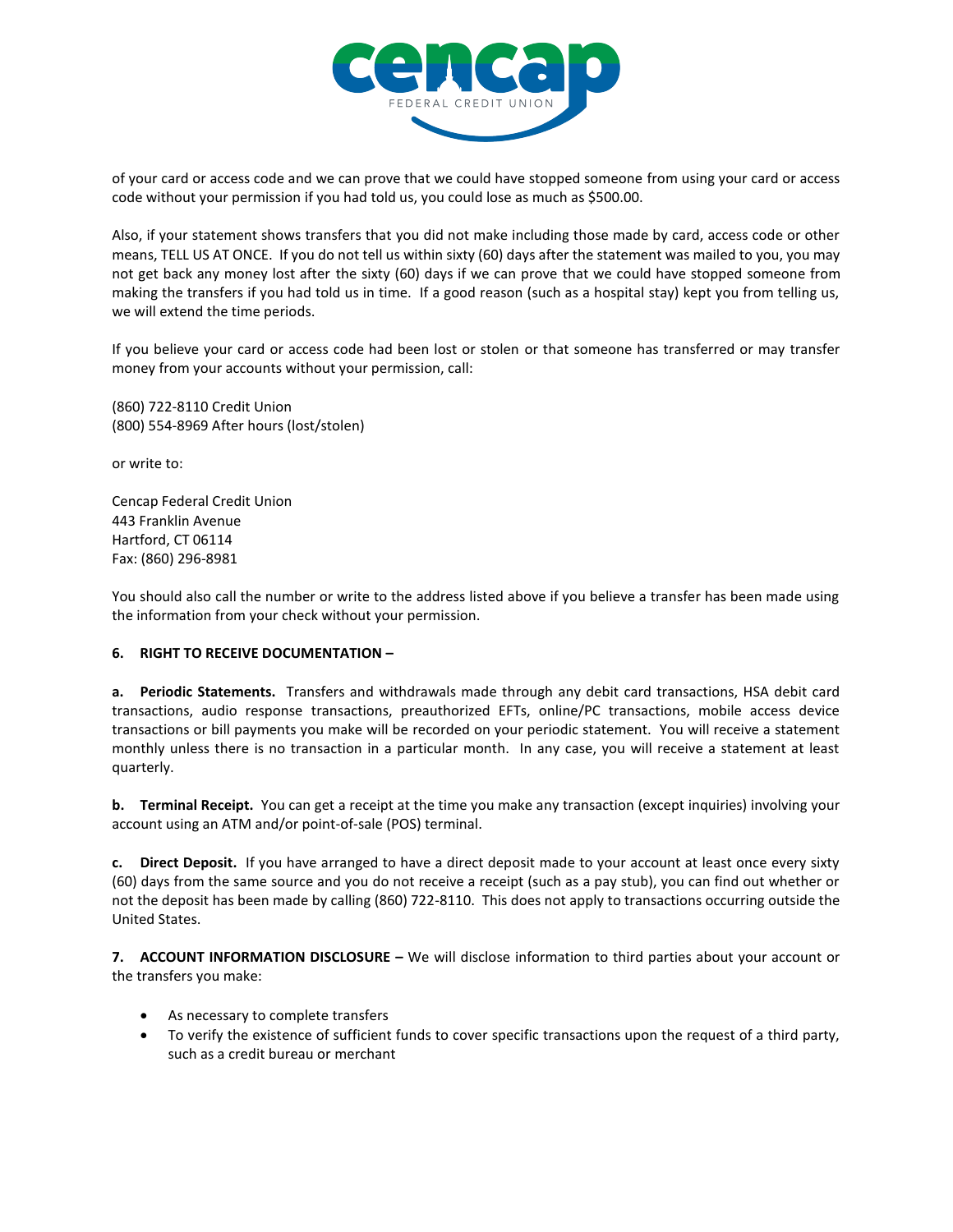of your card or access code and we can prove that we could have stopped someone from using your card or access code without your permission if you had told us, you could lose as much as $500.00.

Also, if your statement shows transfers that you did not make including those made by card, access code or other means, TELL US AT ONCE. If you do not tell us within sixty (60) days after the statement was mailed to you, you may not get back any money lost after the sixty (60) days if we can prove that we could have stopped someone from making the transfers if you had told us in time. If a good reason (such as a hospital stay) kept you from telling us, we will extend the time periods.

If you believe your card or access code had been lost or stolen or that someone has transferred or may transfer money from your accounts without your permission, call:

(860) 722-8110 Credit Union
(800) 554-8969 After hours (lost/stolen)

or write to:

Cencap Federal Credit Union
443 Franklin Avenue
Hartford, CT 06114
Fax: (860) 296-8981

You should also call the number or write to the address listed above if you believe a transfer has been made using the information from your check without your permission.

**6. RIGHT TO RECEIVE DOCUMENTATION –**

**a. Periodic Statements.** Transfers and withdrawals made through any debit card transactions, HSA debit card transactions, audio response transactions, preauthorized EFTs, online/PC transactions, mobile access device transactions or bill payments you make will be recorded on your periodic statement. You will receive a statement monthly unless there is no transaction in a particular month. In any case, you will receive a statement at least quarterly.

**b. Terminal Receipt.** You can get a receipt at the time you make any transaction (except inquiries) involving your account using an ATM and/or point-of-sale (POS) terminal.

**c. Direct Deposit.** If you have arranged to have a direct deposit made to your account at least once every sixty (60) days from the same source and you do not receive a receipt (such as a pay stub), you can find out whether or not the deposit has been made by calling (860) 722-8110. This does not apply to transactions occurring outside the United States.

**7. ACCOUNT INFORMATION DISCLOSURE –** We will disclose information to third parties about your account or the transfers you make:

- As necessary to complete transfers
- To verify the existence of sufficient funds to cover specific transactions upon the request of a third party, such as a credit bureau or merchant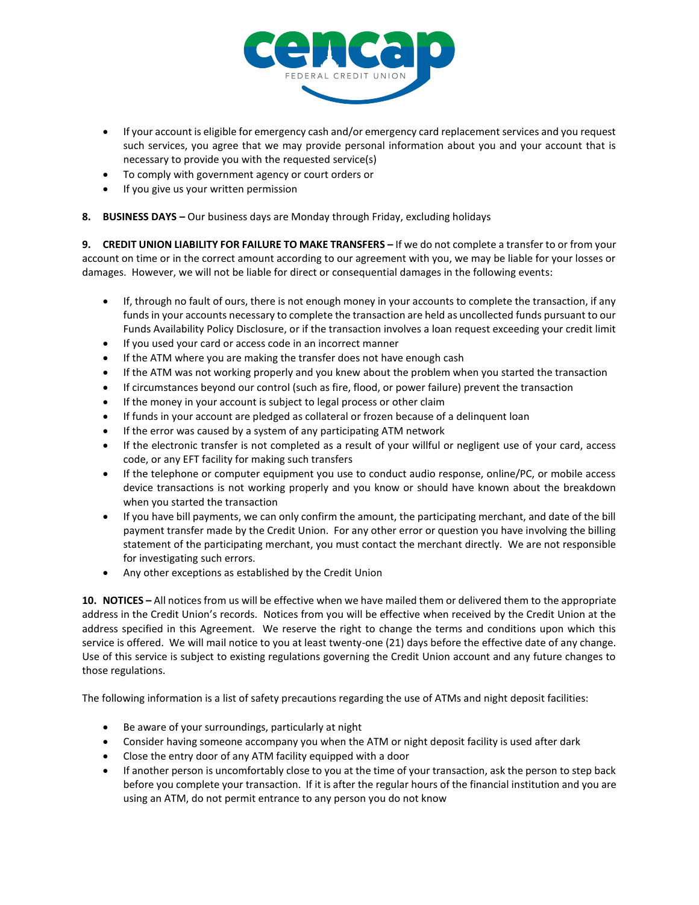- If your account is eligible for emergency cash and/or emergency card replacement services and you request such services, you agree that we may provide personal information about you and your account that is necessary to provide you with the requested service(s)
- To comply with government agency or court orders or
- If you give us your written permission

**8. BUSINESS DAYS –** Our business days are Monday through Friday, excluding holidays

**9. CREDIT UNION LIABILITY FOR FAILURE TO MAKE TRANSFERS –** If we do not complete a transfer to or from your account on time or in the correct amount according to our agreement with you, we may be liable for your losses or damages. However, we will not be liable for direct or consequential damages in the following events:

- If, through no fault of ours, there is not enough money in your accounts to complete the transaction, if any funds in your accounts necessary to complete the transaction are held as uncollected funds pursuant to our Funds Availability Policy Disclosure, or if the transaction involves a loan request exceeding your credit limit
- If you used your card or access code in an incorrect manner
- If the ATM where you are making the transfer does not have enough cash
- If the ATM was not working properly and you knew about the problem when you started the transaction
- If circumstances beyond our control (such as fire, flood, or power failure) prevent the transaction
- If the money in your account is subject to legal process or other claim
- If funds in your account are pledged as collateral or frozen because of a delinquent loan
- If the error was caused by a system of any participating ATM network
- If the electronic transfer is not completed as a result of your willful or negligent use of your card, access code, or any EFT facility for making such transfers
- If the telephone or computer equipment you use to conduct audio response, online/PC, or mobile access device transactions is not working properly and you know or should have known about the breakdown when you started the transaction
- If you have bill payments, we can only confirm the amount, the participating merchant, and date of the bill payment transfer made by the Credit Union. For any other error or question you have involving the billing statement of the participating merchant, you must contact the merchant directly. We are not responsible for investigating such errors.
- Any other exceptions as established by the Credit Union

**10. NOTICES –** All notices from us will be effective when we have mailed them or delivered them to the appropriate address in the Credit Union's records. Notices from you will be effective when received by the Credit Union at the address specified in this Agreement. We reserve the right to change the terms and conditions upon which this service is offered. We will mail notice to you at least twenty-one (21) days before the effective date of any change. Use of this service is subject to existing regulations governing the Credit Union account and any future changes to those regulations.

The following information is a list of safety precautions regarding the use of ATMs and night deposit facilities:

- Be aware of your surroundings, particularly at night
- Consider having someone accompany you when the ATM or night deposit facility is used after dark
- Close the entry door of any ATM facility equipped with a door
- If another person is uncomfortably close to you at the time of your transaction, ask the person to step back before you complete your transaction. If it is after the regular hours of the financial institution and you are using an ATM, do not permit entrance to any person you do not know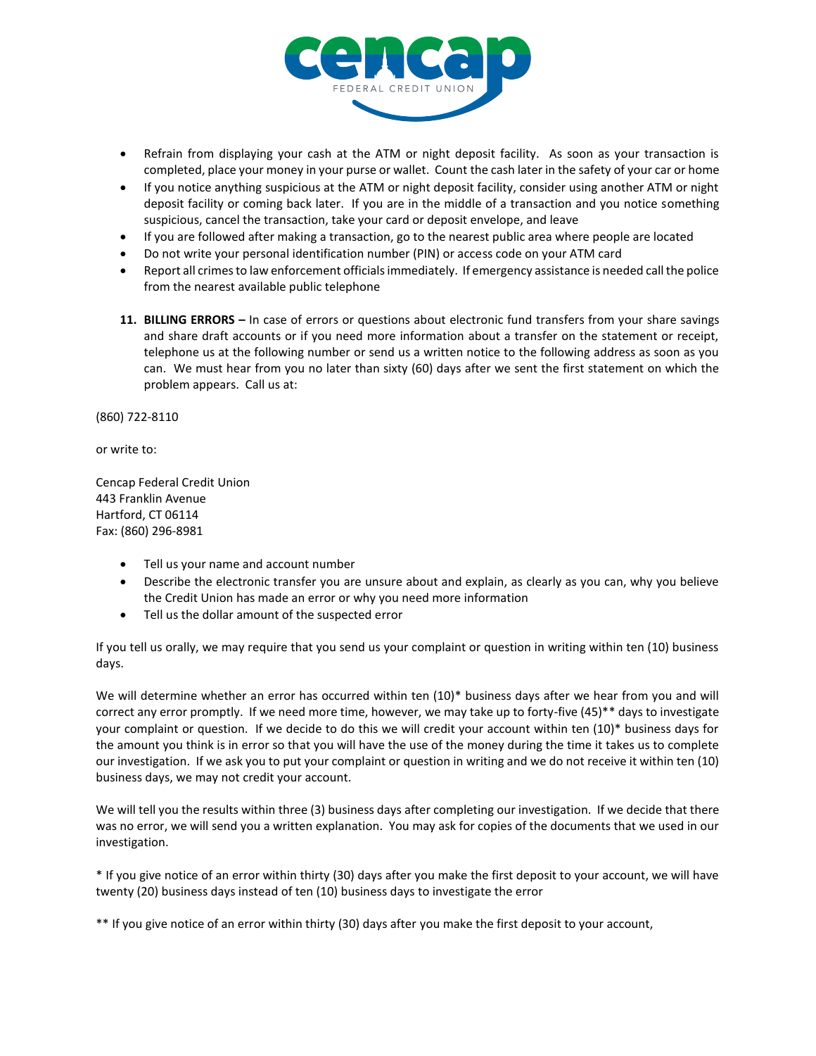- Refrain from displaying your cash at the ATM or night deposit facility. As soon as your transaction is completed, place your money in your purse or wallet. Count the cash later in the safety of your car or home
- If you notice anything suspicious at the ATM or night deposit facility, consider using another ATM or night deposit facility or coming back later. If you are in the middle of a transaction and you notice something suspicious, cancel the transaction, take your card or deposit envelope, and leave
- If you are followed after making a transaction, go to the nearest public area where people are located
- Do not write your personal identification number (PIN) or access code on your ATM card
- Report all crimes to law enforcement officials immediately. If emergency assistance is needed call the police from the nearest available public telephone

11. **BILLING ERRORS –** In case of errors or questions about electronic fund transfers from your share savings and share draft accounts or if you need more information about a transfer on the statement or receipt, telephone us at the following number or send us a written notice to the following address as soon as you can. We must hear from you no later than sixty (60) days after we sent the first statement on which the problem appears. Call us at:

(860) 722-8110

or write to:

Cencap Federal Credit Union
443 Franklin Avenue
Hartford, CT 06114
Fax: (860) 296-8981

- Tell us your name and account number
- Describe the electronic transfer you are unsure about and explain, as clearly as you can, why you believe the Credit Union has made an error or why you need more information
- Tell us the dollar amount of the suspected error

If you tell us orally, we may require that you send us your complaint or question in writing within ten (10) business days.

We will determine whether an error has occurred within ten (10)* business days after we hear from you and will correct any error promptly. If we need more time, however, we may take up to forty-five (45)** days to investigate your complaint or question. If we decide to do this we will credit your account within ten (10)* business days for the amount you think is in error so that you will have the use of the money during the time it takes us to complete our investigation. If we ask you to put your complaint or question in writing and we do not receive it within ten (10) business days, we may not credit your account.

We will tell you the results within three (3) business days after completing our investigation. If we decide that there was no error, we will send you a written explanation. You may ask for copies of the documents that we used in our investigation.

* If you give notice of an error within thirty (30) days after you make the first deposit to your account, we will have twenty (20) business days instead of ten (10) business days to investigate the error

** If you give notice of an error within thirty (30) days after you make the first deposit to your account,